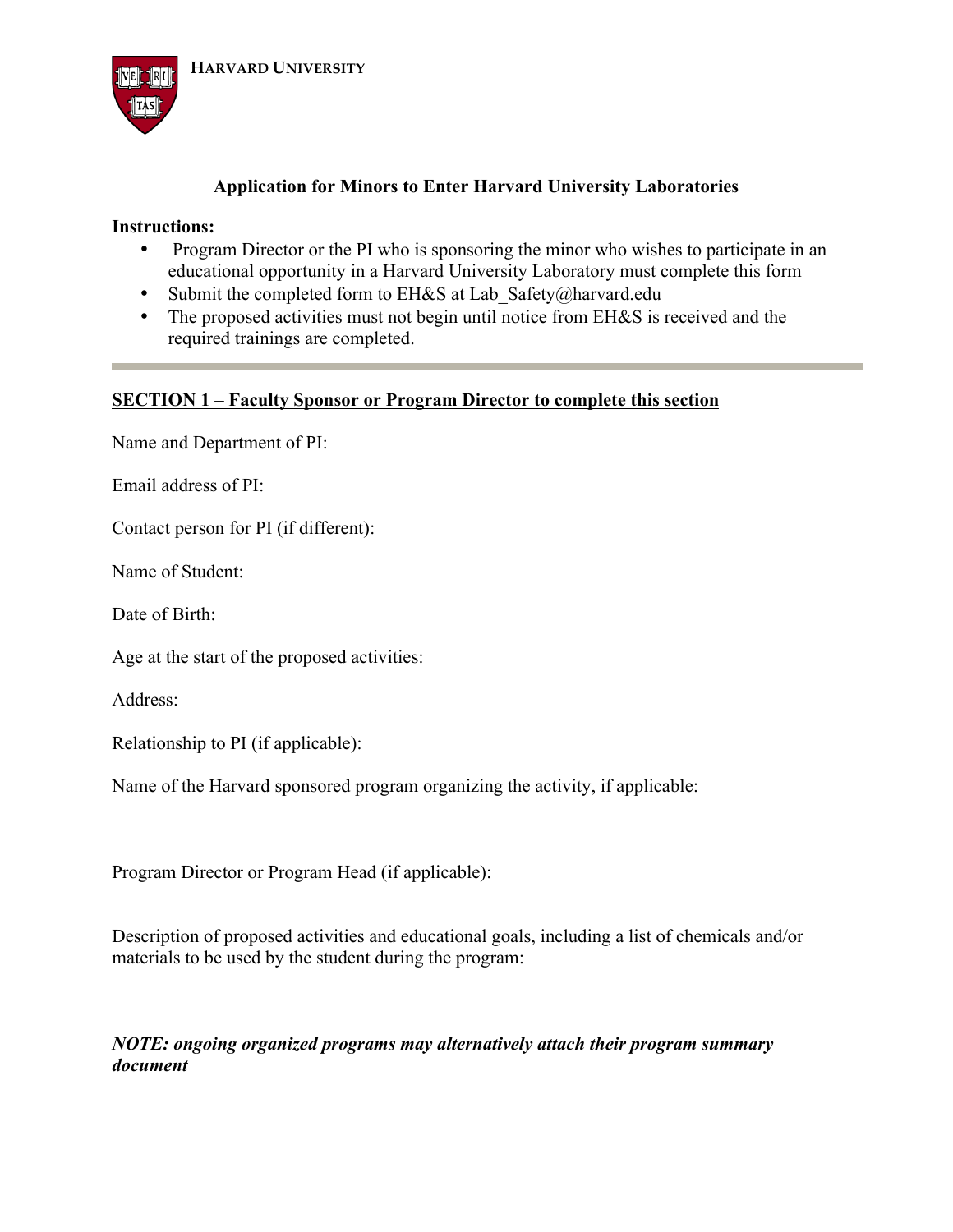HARVARD UNIVERSITY

# Application for Minors to Enter Harvard University Laboratories

**Instructions:**

- Program Director or the PI who is sponsoring the minor who wishes to participate in an educational opportunity in a Harvard University Laboratory must complete this form
- Submit the completed form to EH&S at Lab_Safety@harvard.edu
- The proposed activities must not begin until notice from EH&S is received and the required trainings are completed.

---

## SECTION 1 – Faculty Sponsor or Program Director to complete this section

Name and Department of PI:

Email address of PI:

Contact person for PI (if different):

Name of Student:

Date of Birth:

Age at the start of the proposed activities:

Address:

Relationship to PI (if applicable):

Name of the Harvard sponsored program organizing the activity, if applicable:

Program Director or Program Head (if applicable):

Description of proposed activities and educational goals, including a list of chemicals and/or materials to be used by the student during the program:

***NOTE: ongoing organized programs may alternatively attach their program summary document***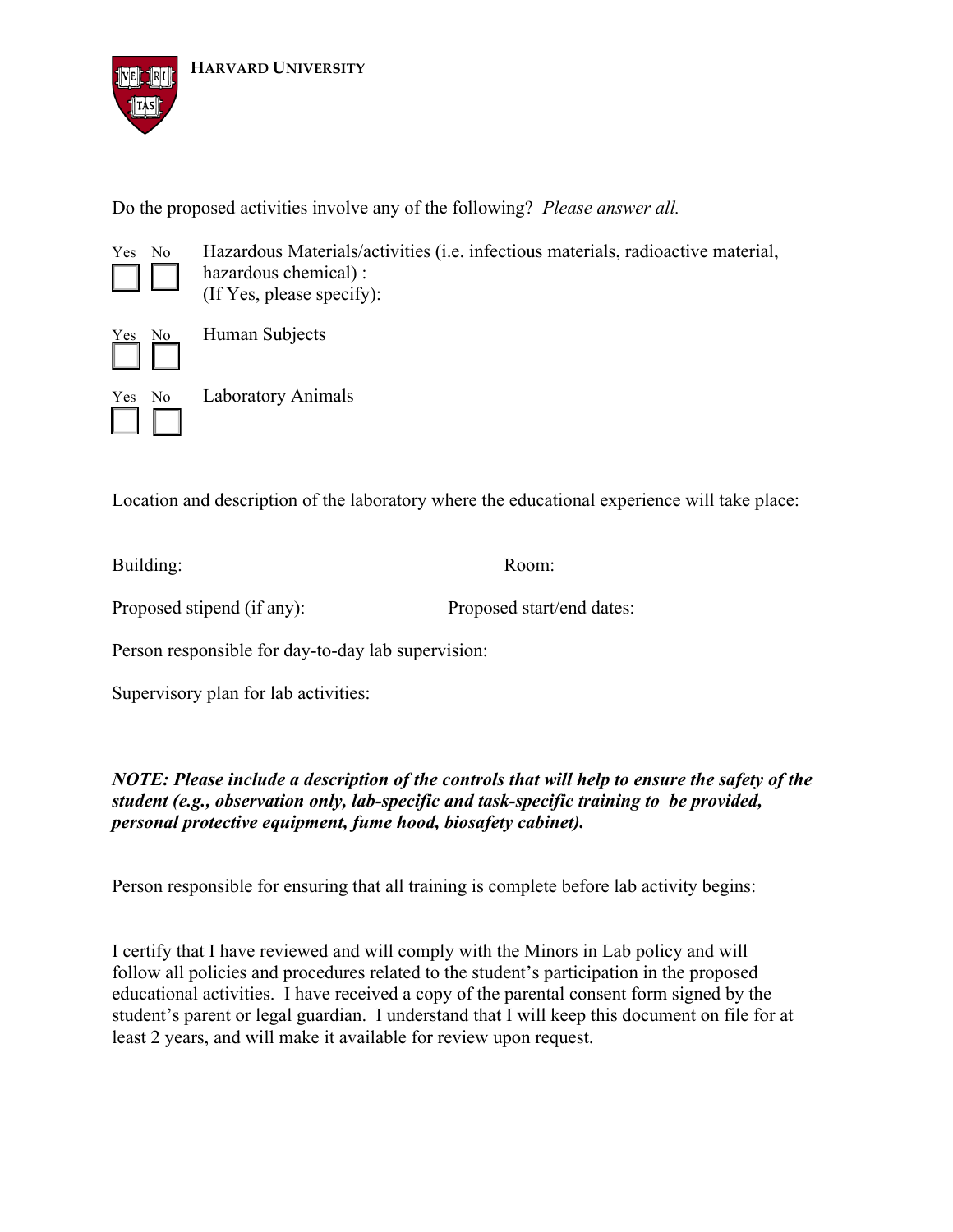HARVARD UNIVERSITY

Do the proposed activities involve any of the following? *Please answer all.*

| Yes | No | |
|---|---|---|
| ☐ | ☐ | Hazardous Materials/activities (i.e. infectious materials, radioactive material, hazardous chemical) : (If Yes, please specify): |
| ☐ | ☐ | Human Subjects |
| ☐ | ☐ | Laboratory Animals |

Location and description of the laboratory where the educational experience will take place:

Building: Room:

Proposed stipend (if any): Proposed start/end dates:

Person responsible for day-to-day lab supervision:

Supervisory plan for lab activities:

***NOTE: Please include a description of the controls that will help to ensure the safety of the student (e.g., observation only, lab-specific and task-specific training to be provided, personal protective equipment, fume hood, biosafety cabinet).***

Person responsible for ensuring that all training is complete before lab activity begins:

I certify that I have reviewed and will comply with the Minors in Lab policy and will follow all policies and procedures related to the student's participation in the proposed educational activities. I have received a copy of the parental consent form signed by the student's parent or legal guardian. I understand that I will keep this document on file for at least 2 years, and will make it available for review upon request.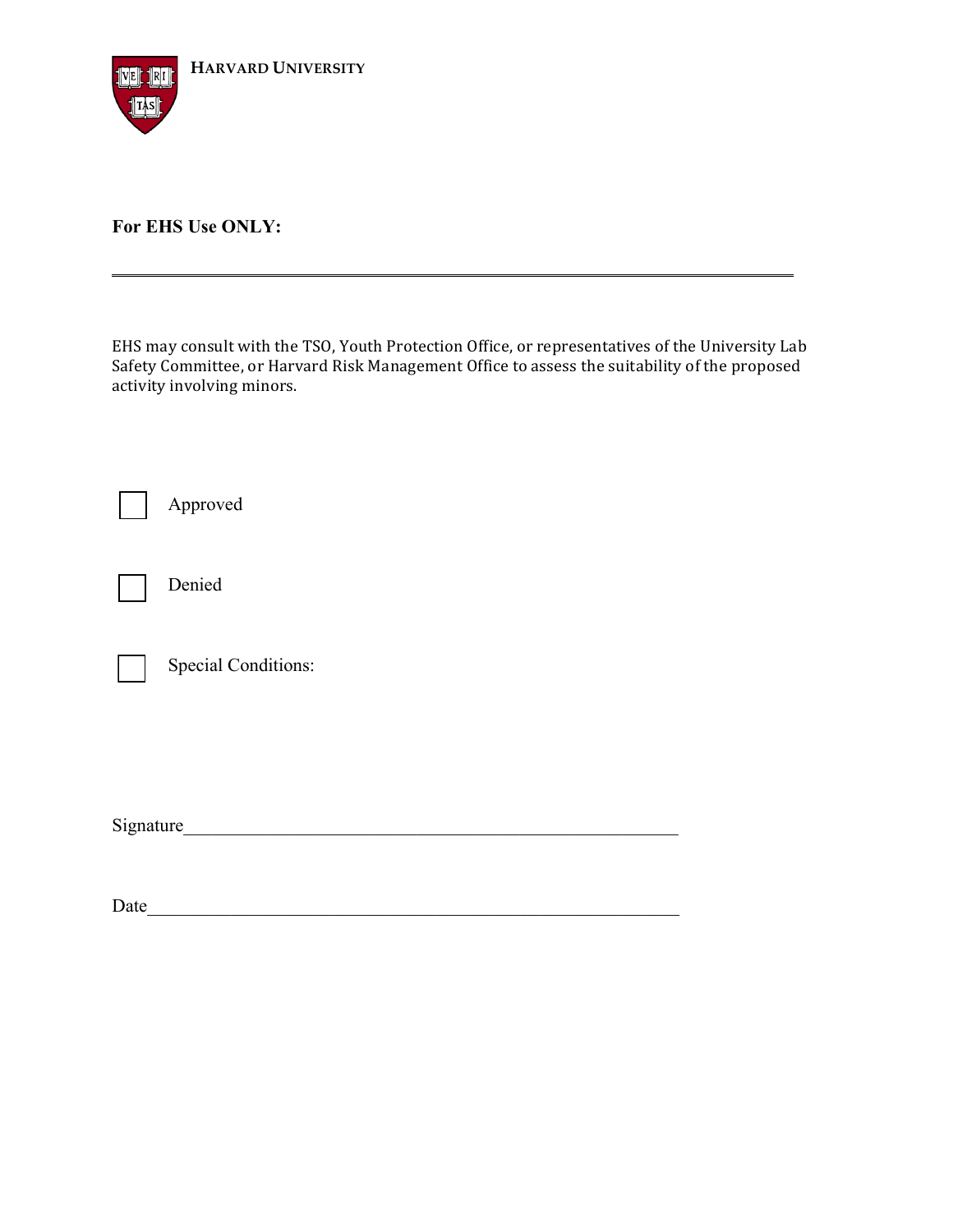HARVARD UNIVERSITY

**For EHS Use ONLY:**

---

EHS may consult with the TSO, Youth Protection Office, or representatives of the University Lab Safety Committee, or Harvard Risk Management Office to assess the suitability of the proposed activity involving minors.

☐ Approved

☐ Denied

☐ Special Conditions:

Signature\_\_\_\_\_\_\_\_\_\_\_\_\_\_\_\_\_\_\_\_\_\_\_\_\_\_\_\_\_\_\_\_\_\_\_\_\_\_\_\_\_\_\_\_\_\_\_\_\_\_\_\_

Date\_\_\_\_\_\_\_\_\_\_\_\_\_\_\_\_\_\_\_\_\_\_\_\_\_\_\_\_\_\_\_\_\_\_\_\_\_\_\_\_\_\_\_\_\_\_\_\_\_\_\_\_\_\_\_\_